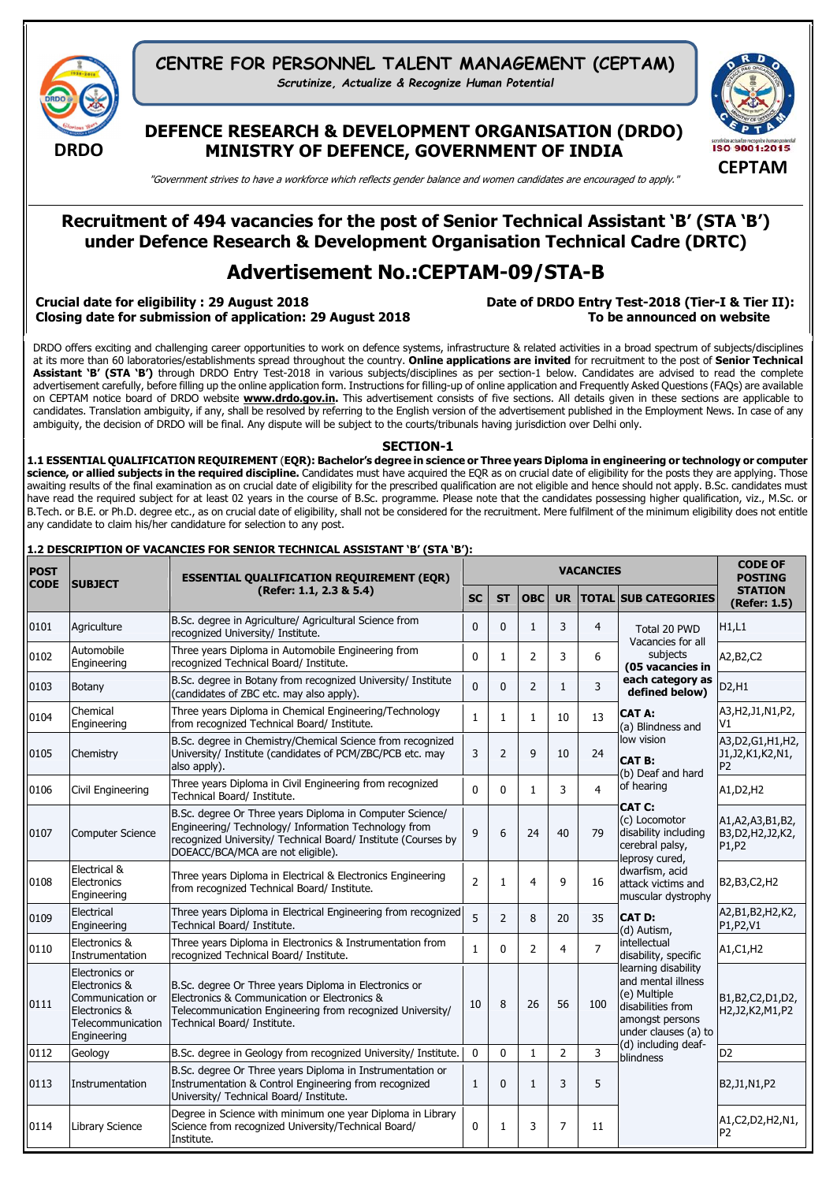# CENTRE FOR PERSONNEL TALENT MANAGEMENT (CEPTAM)

*Scrutinize, Actualize & Recognize Human Potential*

## DEFENCE RESEARCH & DEVELOPMENT ORGANISATION (DRDO) MINISTRY OF DEFENCE, GOVERNMENT OF INDIA

DRDO

ISO 9001:2015

CEPTAM

*"Government strives to have a workforce which reflects gender balance and women candidates are encouraged to apply."*

# Recruitment of 494 vacancies for the post of Senior Technical Assistant 'B' (STA 'B') under Defence Research & Development Organisation Technical Cadre (DRTC)

# Advertisement No.:CEPTAM-09/STA-B

**Crucial date for eligibility : 29 August 2018**
**Closing date for submission of application: 29 August 2018**

**Date of DRDO Entry Test-2018 (Tier-I & Tier II): To be announced on website**

DRDO offers exciting and challenging career opportunities to work on defence systems, infrastructure & related activities in a broad spectrum of subjects/disciplines at its more than 60 laboratories/establishments spread throughout the country. **Online applications are invited** for recruitment to the post of **Senior Technical Assistant 'B' (STA 'B')** through DRDO Entry Test-2018 in various subjects/disciplines as per section-1 below. Candidates are advised to read the complete advertisement carefully, before filling up the online application form. Instructions for filling-up of online application and Frequently Asked Questions (FAQs) are available on CEPTAM notice board of DRDO website **www.drdo.gov.in.** This advertisement consists of five sections. All details given in these sections are applicable to candidates. Translation ambiguity, if any, shall be resolved by referring to the English version of the advertisement published in the Employment News. In case of any ambiguity, the decision of DRDO will be final. Any dispute will be subject to the courts/tribunals having jurisdiction over Delhi only.

## SECTION-1

**1.1 ESSENTIAL QUALIFICATION REQUIREMENT (EQR): Bachelor's degree in science or Three years Diploma in engineering or technology or computer science, or allied subjects in the required discipline.** Candidates must have acquired the EQR as on crucial date of eligibility for the posts they are applying. Those awaiting results of the final examination as on crucial date of eligibility for the prescribed qualification are not eligible and hence should not apply. B.Sc. candidates must have read the required subject for at least 02 years in the course of B.Sc. programme. Please note that the candidates possessing higher qualification, viz., M.Sc. or B.Tech. or B.E. or Ph.D. degree etc., as on crucial date of eligibility, shall not be considered for the recruitment. Mere fulfilment of the minimum eligibility does not entitle any candidate to claim his/her candidature for selection to any post.

**1.2 DESCRIPTION OF VACANCIES FOR SENIOR TECHNICAL ASSISTANT 'B' (STA 'B'):**

| POST CODE | SUBJECT | ESSENTIAL QUALIFICATION REQUIREMENT (EQR) (Refer: 1.1, 2.3 & 5.4) | VACANCIES | | | | | | CODE OF POSTING STATION (Refer: 1.5) |
|---|---|---|---|---|---|---|---|---|---|
| | | | SC | ST | OBC | UR | TOTAL | SUB CATEGORIES | |
| 0101 | Agriculture | B.Sc. degree in Agriculture/ Agricultural Science from recognized University/ Institute. | 0 | 0 | 1 | 3 | 4 | Total 20 PWD Vacancies for all subjects **(05 vacancies in each category as defined below)** **CAT A:** (a) Blindness and low vision **CAT B:** (b) Deaf and hard of hearing **CAT C:** (c) Locomotor disability including cerebral palsy, leprosy cured, dwarfism, acid attack victims and muscular dystrophy **CAT D:** (d) Autism, intellectual disability, specific learning disability and mental illness (e) Multiple disabilities from amongst persons under clauses (a) to (d) including deaf-blindness | H1,L1 |
| 0102 | Automobile Engineering | Three years Diploma in Automobile Engineering from recognized Technical Board/ Institute. | 0 | 1 | 2 | 3 | 6 | | A2,B2,C2 |
| 0103 | Botany | B.Sc. degree in Botany from recognized University/ Institute (candidates of ZBC etc. may also apply). | 0 | 0 | 2 | 1 | 3 | | D2,H1 |
| 0104 | Chemical Engineering | Three years Diploma in Chemical Engineering/Technology from recognized Technical Board/ Institute. | 1 | 1 | 1 | 10 | 13 | | A3,H2,J1,N1,P2, V1 |
| 0105 | Chemistry | B.Sc. degree in Chemistry/Chemical Science from recognized University/ Institute (candidates of PCM/ZBC/PCB etc. may also apply). | 3 | 2 | 9 | 10 | 24 | | A3,D2,G1,H1,H2, J1,J2,K1,K2,N1, P2 |
| 0106 | Civil Engineering | Three years Diploma in Civil Engineering from recognized Technical Board/ Institute. | 0 | 0 | 1 | 3 | 4 | | A1,D2,H2 |
| 0107 | Computer Science | B.Sc. degree Or Three years Diploma in Computer Science/ Engineering/ Technology/ Information Technology from recognized University/ Technical Board/ Institute (Courses by DOEACC/BCA/MCA are not eligible). | 9 | 6 | 24 | 40 | 79 | | A1,A2,A3,B1,B2, B3,D2,H2,J2,K2, P1,P2 |
| 0108 | Electrical & Electronics Engineering | Three years Diploma in Electrical & Electronics Engineering from recognized Technical Board/ Institute. | 2 | 1 | 4 | 9 | 16 | | B2,B3,C2,H2 |
| 0109 | Electrical Engineering | Three years Diploma in Electrical Engineering from recognized Technical Board/ Institute. | 5 | 2 | 8 | 20 | 35 | | A2,B1,B2,H2,K2, P1,P2,V1 |
| 0110 | Electronics & Instrumentation | Three years Diploma in Electronics & Instrumentation from recognized Technical Board/ Institute. | 1 | 0 | 2 | 4 | 7 | | A1,C1,H2 |
| 0111 | Electronics or Electronics & Communication or Electronics & Telecommunication Engineering | B.Sc. degree Or Three years Diploma in Electronics or Electronics & Communication or Electronics & Telecommunication Engineering from recognized University/ Technical Board/ Institute. | 10 | 8 | 26 | 56 | 100 | | B1,B2,C2,D1,D2, H2,J2,K2,M1,P2 |
| 0112 | Geology | B.Sc. degree in Geology from recognized University/ Institute. | 0 | 0 | 1 | 2 | 3 | | D2 |
| 0113 | Instrumentation | B.Sc. degree Or Three years Diploma in Instrumentation or Instrumentation & Control Engineering from recognized University/ Technical Board/ Institute. | 1 | 0 | 1 | 3 | 5 | | B2,J1,N1,P2 |
| 0114 | Library Science | Degree in Science with minimum one year Diploma in Library Science from recognized University/Technical Board/ Institute. | 0 | 1 | 3 | 7 | 11 | | A1,C2,D2,H2,N1, P2 |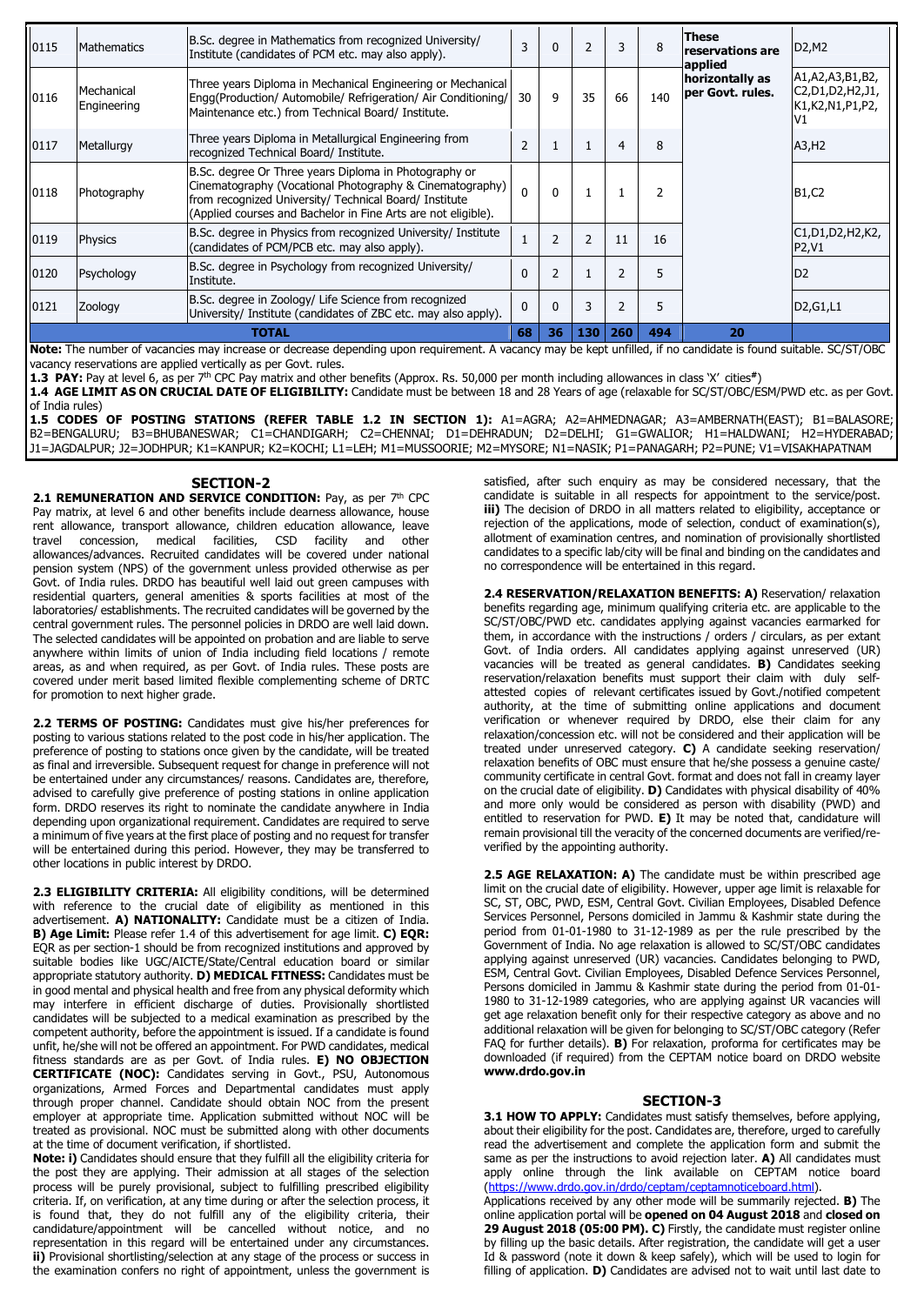| | | | | | | | | | |
|---|---|---|---|---|---|---|---|---|---|
| 0115 | Mathematics | B.Sc. degree in Mathematics from recognized University/ Institute (candidates of PCM etc. may also apply). | 3 | 0 | 2 | 3 | 8 | **These reservations are applied horizontally as per Govt. rules.** | D2,M2 |
| 0116 | Mechanical Engineering | Three years Diploma in Mechanical Engineering or Mechanical Engg(Production/ Automobile/ Refrigeration/ Air Conditioning/ Maintenance etc.) from Technical Board/ Institute. | 30 | 9 | 35 | 66 | 140 | | A1,A2,A3,B1,B2, C2,D1,D2,H2,J1, K1,K2,N1,P1,P2, V1 |
| 0117 | Metallurgy | Three years Diploma in Metallurgical Engineering from recognized Technical Board/ Institute. | 2 | 1 | 1 | 4 | 8 | | A3,H2 |
| 0118 | Photography | B.Sc. degree Or Three years Diploma in Photography or Cinematography (Vocational Photography & Cinematography) from recognized University/ Technical Board/ Institute (Applied courses and Bachelor in Fine Arts are not eligible). | 0 | 0 | 1 | 1 | 2 | | B1,C2 |
| 0119 | Physics | B.Sc. degree in Physics from recognized University/ Institute (candidates of PCM/PCB etc. also apply). | 1 | 2 | 2 | 11 | 16 | | C1,D1,D2,H2,K2, P2,V1 |
| 0120 | Psychology | B.Sc. degree in Psychology from recognized University/ Institute. | 0 | 2 | 1 | 2 | 5 | | D2 |
| 0121 | Zoology | B.Sc. degree in Zoology/ Life Science from recognized University/ Institute (candidates of ZBC etc. may also apply). | 0 | 0 | 3 | 2 | 5 | | D2,G1,L1 |
| **TOTAL** | | | **68** | **36** | **130** | **260** | **494** | **20** | |

**Note:** The number of vacancies may increase or decrease depending upon requirement. A vacancy may be kept unfilled, if no candidate is found suitable. SC/ST/OBC vacancy reservations are applied vertically as per Govt. rules.

**1.3 PAY:** Pay at level 6, as per 7th CPC Pay matrix and other benefits (Approx. Rs. 50,000 per month including allowances in class 'X' cities#)

**1.4 AGE LIMIT AS ON CRUCIAL DATE OF ELIGIBILITY:** Candidate must be between 18 and 28 Years of age (relaxable for SC/ST/OBC/ESM/PWD etc. as per Govt. of India rules)

**1.5 CODES OF POSTING STATIONS (REFER TABLE 1.2 IN SECTION 1):** A1=AGRA; A2=AHMEDNAGAR; A3=AMBERNATH(EAST); B1=BALASORE; B2=BENGALURU; B3=BHUBANESWAR; C1=CHANDIGARH; C2=CHENNAI; D1=DEHRADUN; D2=DELHI; G1=GWALIOR; H1=HALDWANI; H2=HYDERABAD; J1=JAGDALPUR; J2=JODHPUR; K1=KANPUR; K2=KOCHI; L1=LEH; M1=MUSSOORIE; M2=MYSORE; N1=NASIK; P1=PANAGARH; P2=PUNE; V1=VISAKHAPATNAM

## SECTION-2

**2.1 REMUNERATION AND SERVICE CONDITION:** Pay, as per 7th CPC Pay matrix, at level 6 and other benefits include dearness allowance, house rent allowance, transport allowance, children education allowance, leave travel concession, medical facilities, CSD facility and other allowances/advances. Recruited candidates will be covered under national pension system (NPS) of the government unless provided otherwise as per Govt. of India rules. DRDO has beautiful well laid out green campuses with residential quarters, general amenities & sports facilities at most of the laboratories/ establishments. The recruited candidates will be governed by the central government rules. The personnel policies in DRDO are well laid down. The selected candidates will be appointed on probation and are liable to serve anywhere within limits of union of India including field locations / remote areas, as and when required, as per Govt. of India rules. These posts are covered under merit based limited flexible complementing scheme of DRTC for promotion to next higher grade.

**2.2 TERMS OF POSTING:** Candidates must give his/her preferences for posting to various stations related to the post code in his/her application. The preference of posting to stations once given by the candidate, will be treated as final and irreversible. Subsequent request for change in preference will not be entertained under any circumstances/ reasons. Candidates are, therefore, advised to carefully give preference of posting stations in online application form. DRDO reserves its right to nominate the candidate anywhere in India depending upon organizational requirement. Candidates are required to serve a minimum of five years at the first place of posting and no request for transfer will be entertained during this period. However, they may be transferred to other locations in public interest by DRDO.

**2.3 ELIGIBILITY CRITERIA:** All eligibility conditions, will be determined with reference to the crucial date of eligibility as mentioned in this advertisement. **A) NATIONALITY:** Candidate must be a citizen of India. **B) Age Limit:** Please refer 1.4 of this advertisement for age limit. **C) EQR:** EQR as per section-1 should be from recognized institutions and approved by suitable bodies like UGC/AICTE/State/Central education board or similar appropriate statutory authority. **D) MEDICAL FITNESS:** Candidates must be in good mental and physical health and free from any physical deformity which may interfere in efficient discharge of duties. Provisionally shortlisted candidates will be subjected to a medical examination as prescribed by the competent authority, before the appointment is issued. If a candidate is found unfit, he/she will not be offered an appointment. For PWD candidates, medical fitness standards are as per Govt. of India rules. **E) NO OBJECTION CERTIFICATE (NOC):** Candidates serving in Govt., PSU, Autonomous organizations, Armed Forces and Departmental candidates must apply through proper channel. Candidate should obtain NOC from the present employer at appropriate time. Application submitted without NOC will be treated as provisional. NOC must be submitted along with other documents at the time of document verification, if shortlisted.

**Note: i)** Candidates should ensure that they fulfill all the eligibility criteria for the post they are applying. Their admission at all stages of the selection process will be purely provisional, subject to fulfilling prescribed eligibility criteria. If, on verification, at any time during or after the selection process, it is found that, they do not fulfill any of the eligibility criteria, their candidature/appointment will be cancelled without notice, and no representation in this regard will be entertained under any circumstances. **ii)** Provisional shortlisting/selection at any stage of the process or success in the examination confers no right of appointment, unless the government is satisfied, after such enquiry as may be considered necessary, that the candidate is suitable in all respects for appointment to the service/post. **iii)** The decision of DRDO in all matters related to eligibility, acceptance or rejection of the applications, mode of selection, conduct of examination(s), allotment of examination centres, and nomination of provisionally shortlisted candidates to a specific lab/city will be final and binding on the candidates and no correspondence will be entertained in this regard.

**2.4 RESERVATION/RELAXATION BENEFITS: A)** Reservation/ relaxation benefits regarding age, minimum qualifying criteria etc. are applicable to the SC/ST/OBC/PWD etc. candidates applying against vacancies earmarked for them, in accordance with the instructions / orders / circulars, as per extant Govt. of India orders. All candidates applying against unreserved (UR) vacancies will be treated as general candidates. **B)** Candidates seeking reservation/relaxation benefits must support their claim with duly self-attested copies of relevant certificates issued by Govt./notified competent authority, at the time of submitting online applications and document verification or whenever required by DRDO, else their claim for any relaxation/concession etc. will not be considered and their application will be treated under unreserved category. **C)** A candidate seeking reservation/ relaxation benefits of OBC must ensure that he/she possess a genuine caste/ community certificate in central Govt. format and does not fall in creamy layer on the crucial date of eligibility. **D)** Candidates with physical disability of 40% and more only would be considered as person with disability (PWD) and entitled to reservation for PWD. **E)** It may be noted that, candidature will remain provisional till the veracity of the concerned documents are verified/re-verified by the appointing authority.

**2.5 AGE RELAXATION: A)** The candidate must be within prescribed age limit on the crucial date of eligibility. However, upper age limit is relaxable for SC, ST, OBC, PWD, ESM, Central Govt. Civilian Employees, Disabled Defence Services Personnel, Persons domiciled in Jammu & Kashmir state during the period from 01-01-1980 to 31-12-1989 as per the rule prescribed by the Government of India. No age relaxation is allowed to SC/ST/OBC candidates applying against unreserved (UR) vacancies. Candidates belonging to PWD, ESM, Central Govt. Civilian Employees, Disabled Defence Services Personnel, Persons domiciled in Jammu & Kashmir state during the period from 01-01-1980 to 31-12-1989 categories, who are applying against UR vacancies will get age relaxation benefit only for their respective category as above and no additional relaxation will be given for belonging to SC/ST/OBC category (Refer FAQ for further details). **B)** For relaxation, proforma for certificates may be downloaded (if required) from the CEPTAM notice board on DRDO website **www.drdo.gov.in**

## SECTION-3

**3.1 HOW TO APPLY:** Candidates must satisfy themselves, before applying, about their eligibility for the post. Candidates are, therefore, urged to carefully read the advertisement and complete the application form and submit the same as per the instructions to avoid rejection later. **A)** All candidates must apply online through the link available on CEPTAM notice board (https://www.drdo.gov.in/drdo/ceptam/ceptamnoticeboard.html).

Applications received by any other mode will be summarily rejected. **B)** The online application portal will be **opened on 04 August 2018** and **closed on 29 August 2018 (05:00 PM). C)** Firstly, the candidate must register online by filling up the basic details. After registration, the candidate will get a user Id & password (note it down & keep safely), which will be used to login for filling of application. **D)** Candidates are advised not to wait until last date to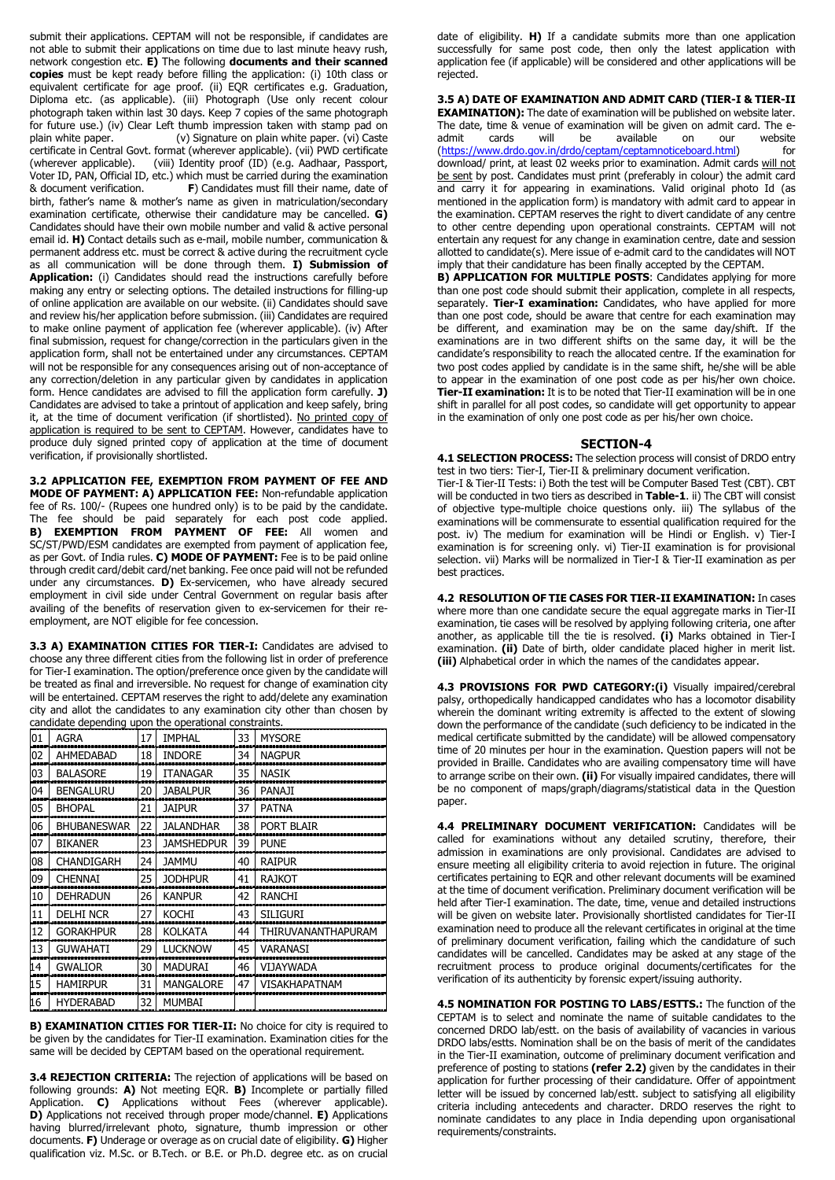submit their applications. CEPTAM will not be responsible, if candidates are not able to submit their applications on time due to last minute heavy rush, network congestion etc. **E)** The following **documents and their scanned copies** must be kept ready before filling the application: (i) 10th class or equivalent certificate for age proof. (ii) EQR certificates e.g. Graduation, Diploma etc. (as applicable). (iii) Photograph (Use only recent colour photograph taken within last 30 days. Keep 7 copies of the same photograph for future use.) (iv) Clear Left thumb impression taken with stamp pad on plain white paper. (v) Signature on plain white paper. (vi) Caste certificate in Central Govt. format (wherever applicable). (vii) PWD certificate (wherever applicable). (viii) Identity proof (ID) (e.g. Aadhaar, Passport, Voter ID, PAN, Official ID, etc.) which must be carried during the examination & document verification. **F**) Candidates must fill their name, date of birth, father's name & mother's name as given in matriculation/secondary examination certificate, otherwise their candidature may be cancelled. **G)** Candidates should have their own mobile number and valid & active personal email id. **H)** Contact details such as e-mail, mobile number, communication & permanent address etc. must be correct & active during the recruitment cycle as all communication will be done through them. **I) Submission of Application:** (i) Candidates should read the instructions carefully before making any entry or selecting options. The detailed instructions for filling-up of online application are available on our website. (ii) Candidates should save and review his/her application before submission. (iii) Candidates are required to make online payment of application fee (wherever applicable). (iv) After final submission, request for change/correction in the particulars given in the application form, shall not be entertained under any circumstances. CEPTAM will not be responsible for any consequences arising out of non-acceptance of any correction/deletion in any particular given by candidates in application form. Hence candidates are advised to fill the application form carefully. **J)** Candidates are advised to take a printout of application and keep safely, bring it, at the time of document verification (if shortlisted). No printed copy of application is required to be sent to CEPTAM. However, candidates have to produce duly signed printed copy of application at the time of document verification, if provisionally shortlisted.

**3.2 APPLICATION FEE, EXEMPTION FROM PAYMENT OF FEE AND MODE OF PAYMENT: A) APPLICATION FEE:** Non-refundable application fee of Rs. 100/- (Rupees one hundred only) is to be paid by the candidate. The fee should be paid separately for each post code applied. **B) EXEMPTION FROM PAYMENT OF FEE:** All women and SC/ST/PWD/ESM candidates are exempted from payment of application fee, as per Govt. of India rules. **C) MODE OF PAYMENT:** Fee is to be paid online through credit card/debit card/net banking. Fee once paid will not be refunded under any circumstances. **D)** Ex-servicemen, who have already secured employment in civil side under Central Government on regular basis after availing of the benefits of reservation given to ex-servicemen for their re-employment, are NOT eligible for fee concession.

**3.3 A) EXAMINATION CITIES FOR TIER-I:** Candidates are advised to choose any three different cities from the following list in order of preference for Tier-I examination. The option/preference once given by the candidate will be treated as final and irreversible. No request for change of examination city will be entertained. CEPTAM reserves the right to add/delete any examination city and allot the candidates to any examination city other than chosen by candidate depending upon the operational constraints.

| | | | | | |
|---|---|---|---|---|---|
| 01 | AGRA | 17 | IMPHAL | 33 | MYSORE |
| 02 | AHMEDABAD | 18 | INDORE | 34 | NAGPUR |
| 03 | BALASORE | 19 | ITANAGAR | 35 | NASIK |
| 04 | BENGALURU | 20 | JABALPUR | 36 | PANAJI |
| 05 | BHOPAL | 21 | JAIPUR | 37 | PATNA |
| 06 | BHUBANESWAR | 22 | JALANDHAR | 38 | PORT BLAIR |
| 07 | BIKANER | 23 | JAMSHEDPUR | 39 | PUNE |
| 08 | CHANDIGARH | 24 | JAMMU | 40 | RAIPUR |
| 09 | CHENNAI | 25 | JODHPUR | 41 | RAJKOT |
| 10 | DEHRADUN | 26 | KANPUR | 42 | RANCHI |
| 11 | DELHI NCR | 27 | KOCHI | 43 | SILIGURI |
| 12 | GORAKHPUR | 28 | KOLKATA | 44 | THIRUVANANTHAPURAM |
| 13 | GUWAHATI | 29 | LUCKNOW | 45 | VARANASI |
| 14 | GWALIOR | 30 | MADURAI | 46 | VIJAYWADA |
| 15 | HAMIRPUR | 31 | MANGALORE | 47 | VISAKHAPATNAM |
| 16 | HYDERABAD | 32 | MUMBAI | | |

**B) EXAMINATION CITIES FOR TIER-II:** No choice for city is required to be given by the candidates for Tier-II examination. Examination cities for the same will be decided by CEPTAM based on the operational requirement.

**3.4 REJECTION CRITERIA:** The rejection of applications will be based on following grounds: **A)** Not meeting EQR. **B)** Incomplete or partially filled Application. **C)** Applications without Fees (wherever applicable). **D)** Applications not received through proper mode/channel. **E)** Applications having blurred/irrelevant photo, signature, thumb impression or other documents. **F)** Underage or overage as on crucial date of eligibility. **G)** Higher qualification viz. M.Sc. or B.Tech. or B.E. or Ph.D. degree etc. as on crucial date of eligibility. **H)** If a candidate submits more than one application successfully for same post code, then only the latest application with application fee (if applicable) will be considered and other applications will be rejected.

**3.5 A) DATE OF EXAMINATION AND ADMIT CARD (TIER-I & TIER-II EXAMINATION):** The date of examination will be published on website later. The date, time & venue of examination will be given on admit card. The e-admit cards will be available on our website (https://www.drdo.gov.in/drdo/ceptam/ceptamnoticeboard.html) for download/ print, at least 02 weeks prior to examination. Admit cards will not be sent by post. Candidates must print (preferably in colour) the admit card and carry it for appearing in examinations. Valid original photo Id (as mentioned in the application form) is mandatory with admit card to appear in the examination. CEPTAM reserves the right to divert candidate of any centre to other centre depending upon operational constraints. CEPTAM will not entertain any request for any change in examination centre, date and session allotted to candidate(s). Mere issue of e-admit card to the candidates will NOT imply that their candidature has been finally accepted by the CEPTAM.

**B) APPLICATION FOR MULTIPLE POSTS**: Candidates applying for more than one post code should submit their application, complete in all respects, separately. **Tier-I examination:** Candidates, who have applied for more than one post code, should be aware that centre for each examination may be different, and examination may be on the same day/shift. If the examinations are in two different shifts on the same day, it will be the candidate's responsibility to reach the allocated centre. If the examination for two post codes applied by candidate is in the same shift, he/she will be able to appear in the examination of one post code as per his/her own choice. **Tier-II examination:** It is to be noted that Tier-II examination will be in one shift in parallel for all post codes, so candidate will get opportunity to appear in the examination of only one post code as per his/her own choice.

## SECTION-4

**4.1 SELECTION PROCESS:** The selection process will consist of DRDO entry test in two tiers: Tier-I, Tier-II & preliminary document verification.
Tier-I & Tier-II Tests: i) Both the test will be Computer Based Test (CBT). CBT will be conducted in two tiers as described in **Table-1**. ii) The CBT will consist of objective type-multiple choice questions only. iii) The syllabus of the examinations will be commensurate to essential qualification required for the post. iv) The medium for examination will be Hindi or English. v) Tier-I examination is for screening only. vi) Tier-II examination is for provisional selection. vii) Marks will be normalized in Tier-I & Tier-II examination as per best practices.

**4.2 RESOLUTION OF TIE CASES FOR TIER-II EXAMINATION:** In cases where more than one candidate secure the equal aggregate marks in Tier-II examination, tie cases will be resolved by applying following criteria, one after another, as applicable till the tie is resolved. **(i)** Marks obtained in Tier-I examination. **(ii)** Date of birth, older candidate placed higher in merit list. **(iii)** Alphabetical order in which the names of the candidates appear.

**4.3 PROVISIONS FOR PWD CATEGORY:(i)** Visually impaired/cerebral palsy, orthopedically handicapped candidates who has a locomotor disability wherein the dominant writing extremity is affected to the extent of slowing down the performance of the candidate (such deficiency to be indicated in the medical certificate submitted by the candidate) will be allowed compensatory time of 20 minutes per hour in the examination. Question papers will not be provided in Braille. Candidates who are availing compensatory time will have to arrange scribe on their own. **(ii)** For visually impaired candidates, there will be no component of maps/graph/diagrams/statistical data in the Question paper.

**4.4 PRELIMINARY DOCUMENT VERIFICATION:** Candidates will be called for examinations without any detailed scrutiny, therefore, their admission in examinations are only provisional. Candidates are advised to ensure meeting all eligibility criteria to avoid rejection in future. The original certificates pertaining to EQR and other relevant documents will be examined at the time of document verification. Preliminary document verification will be held after Tier-I examination. The date, time, venue and detailed instructions will be given on website later. Provisionally shortlisted candidates for Tier-II examination need to produce all the relevant certificates in original at the time of preliminary document verification, failing which the candidature of such candidates will be cancelled. Candidates may be asked at any stage of the recruitment process to produce original documents/certificates for the verification of its authenticity by forensic expert/issuing authority.

**4.5 NOMINATION FOR POSTING TO LABS/ESTTS.:** The function of the CEPTAM is to select and nominate the name of suitable candidates to the concerned DRDO lab/estt. on the basis of availability of vacancies in various DRDO labs/estts. Nomination shall be on the basis of merit of the candidates in the Tier-II examination, outcome of preliminary document verification and preference of posting to stations **(refer 2.2)** given by the candidates in their application for further processing of their candidature. Offer of appointment letter will be issued by concerned lab/estt. subject to satisfying all eligibility criteria including antecedents and character. DRDO reserves the right to nominate candidates to any place in India depending upon organisational requirements/constraints.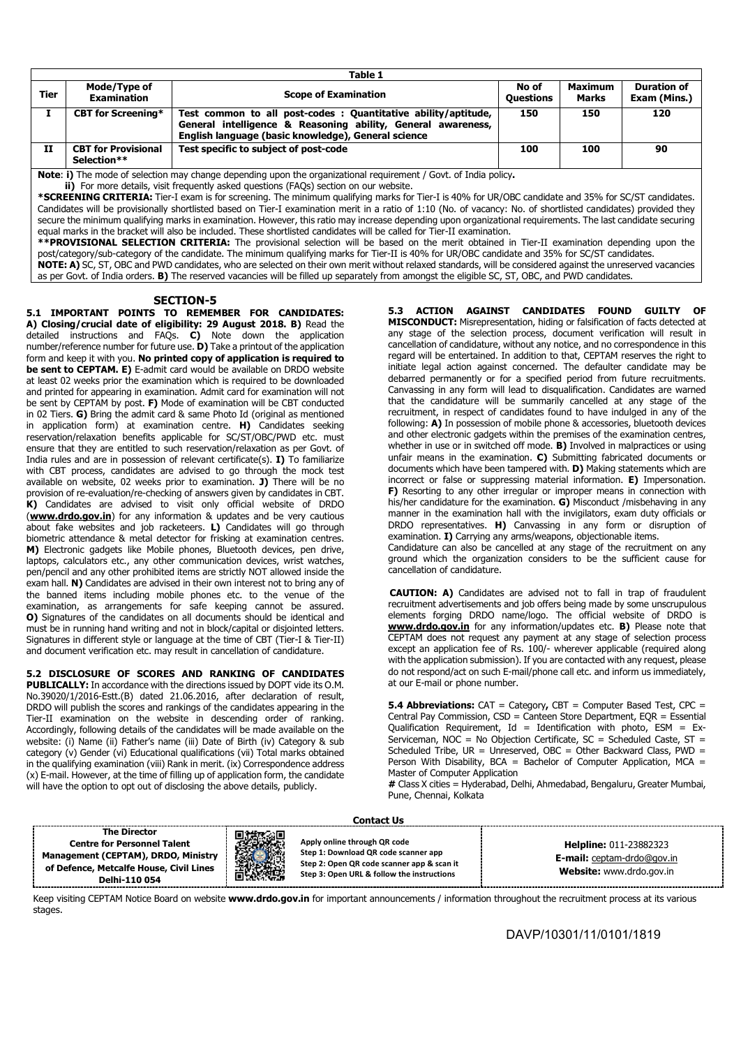**Table 1**

| Tier | Mode/Type of Examination | Scope of Examination | No of Questions | Maximum Marks | Duration of Exam (Mins.) |
|---|---|---|---|---|---|
| I | CBT for Screening* | Test common to all post-codes : Quantitative ability/aptitude, General intelligence & Reasoning ability, General awareness, English language (basic knowledge), General science | 150 | 150 | 120 |
| II | CBT for Provisional Selection** | Test specific to subject of post-code | 100 | 100 | 90 |

**Note**: **i)** The mode of selection may change depending upon the organizational requirement / Govt. of India policy.
**ii)** For more details, visit frequently asked questions (FAQs) section on our website.

***SCREENING CRITERIA:** Tier-I exam is for screening. The minimum qualifying marks for Tier-I is 40% for UR/OBC candidate and 35% for SC/ST candidates. Candidates will be provisionally shortlisted based on Tier-I examination merit in a ratio of 1:10 (No. of vacancy: No. of shortlisted candidates) provided they secure the minimum qualifying marks in examination. However, this ratio may increase depending upon organizational requirements. The last candidate securing equal marks in the bracket will also be included. These shortlisted candidates will be called for Tier-II examination.

****PROVISIONAL SELECTION CRITERIA:** The provisional selection will be based on the merit obtained in Tier-II examination depending upon the post/category/sub-category of the candidate. The minimum qualifying marks for Tier-II is 40% for UR/OBC candidate and 35% for SC/ST candidates.

**NOTE: A)** SC, ST, OBC and PWD candidates, who are selected on their own merit without relaxed standards, will be considered against the unreserved vacancies as per Govt. of India orders. **B)** The reserved vacancies will be filled up separately from amongst the eligible SC, ST, OBC, and PWD candidates.

## SECTION-5

**5.1 IMPORTANT POINTS TO REMEMBER FOR CANDIDATES: A) Closing/crucial date of eligibility: 29 August 2018. B)** Read the detailed instructions and FAQs. **C)** Note down the application number/reference number for future use. **D)** Take a printout of the application form and keep it with you. **No printed copy of application is required to be sent to CEPTAM. E)** E-admit card would be available on DRDO website at least 02 weeks prior the examination which is required to be downloaded and printed for appearing in examination. Admit card for examination will not be sent by CEPTAM by post. **F)** Mode of examination will be CBT conducted in 02 Tiers. **G)** Bring the admit card & same Photo Id (original as mentioned in application form) at examination centre. **H)** Candidates seeking reservation/relaxation benefits applicable for SC/ST/OBC/PWD etc. must ensure that they are entitled to such reservation/relaxation as per Govt. of India rules and are in possession of relevant certificate(s). **I)** To familiarize with CBT process, candidates are advised to go through the mock test available on website, 02 weeks prior to examination. **J)** There will be no provision of re-evaluation/re-checking of answers given by candidates in CBT. **K)** Candidates are advised to visit only official website of DRDO (**www.drdo.gov.in**) for any information & updates and be very cautious about fake websites and job racketeers. **L)** Candidates will go through biometric attendance & metal detector for frisking at examination centres. **M)** Electronic gadgets like Mobile phones, Bluetooth devices, pen drive, laptops, calculators etc., any other communication devices, wrist watches, pen/pencil and any other prohibited items are strictly NOT allowed inside the exam hall. **N)** Candidates are advised in their own interest not to bring any of the banned items including mobile phones etc. to the venue of the examination, as arrangements for safe keeping cannot be assured. **O)** Signatures of the candidates on all documents should be identical and must be in running hand writing and not in block/capital or disjointed letters. Signatures in different style or language at the time of CBT (Tier-I & Tier-II) and document verification etc. may result in cancellation of candidature.

**5.2 DISCLOSURE OF SCORES AND RANKING OF CANDIDATES PUBLICALLY:** In accordance with the directions issued by DOPT vide its O.M. No.39020/1/2016-Estt.(B) dated 21.06.2016, after declaration of result, DRDO will publish the scores and rankings of the candidates appearing in the Tier-II examination on the website in descending order of ranking. Accordingly, following details of the candidates will be made available on the website: (i) Name (ii) Father's name (iii) Date of Birth (iv) Category & sub category (v) Gender (vi) Educational qualifications (vii) Total marks obtained in the qualifying examination (viii) Rank in merit. (ix) Correspondence address (x) E-mail. However, at the time of filling up of application form, the candidate will have the option to opt out of disclosing the above details, publicly.

**5.3 ACTION AGAINST CANDIDATES FOUND GUILTY OF MISCONDUCT:** Misrepresentation, hiding or falsification of facts detected at any stage of the selection process, document verification will result in cancellation of candidature, without any notice, and no correspondence in this regard will be entertained. In addition to that, CEPTAM reserves the right to initiate legal action against concerned. The defaulter candidate may be debarred permanently or for a specified period from future recruitments. Canvassing in any form will lead to disqualification. Candidates are warned that the candidature will be summarily cancelled at any stage of the recruitment, in respect of candidates found to have indulged in any of the following: **A)** In possession of mobile phone & accessories, bluetooth devices and other electronic gadgets within the premises of the examination centres, whether in use or in switched off mode. **B)** Involved in malpractices or using unfair means in the examination. **C)** Submitting fabricated documents or documents which have been tampered with. **D)** Making statements which are incorrect or false or suppressing material information. **E)** Impersonation. **F)** Resorting to any other irregular or improper means in connection with his/her candidature for the examination. **G)** Misconduct /misbehaving in any manner in the examination hall with the invigilators, exam duty officials or DRDO representatives. **H)** Canvassing in any form or disruption of examination. **I)** Carrying any arms/weapons, objectionable items.

Candidature can also be cancelled at any stage of the recruitment on any ground which the organization considers to be the sufficient cause for cancellation of candidature.

**CAUTION: A)** Candidates are advised not to fall in trap of fraudulent recruitment advertisements and job offers being made by some unscrupulous elements forging DRDO name/logo. The official website of DRDO is **www.drdo.gov.in** for any information/updates etc. **B)** Please note that CEPTAM does not request any payment at any stage of selection process except an application fee of Rs. 100/- wherever applicable (required along with the application submission). If you are contacted with any request, please do not respond/act on such E-mail/phone call etc. and inform us immediately, at our E-mail or phone number.

**5.4 Abbreviations:** CAT = Category**,** CBT = Computer Based Test, CPC = Central Pay Commission, CSD = Canteen Store Department, EQR = Essential Qualification Requirement, Id = Identification with photo, ESM = Ex-Serviceman, NOC = No Objection Certificate, SC = Scheduled Caste, ST = Scheduled Tribe, UR = Unreserved, OBC = Other Backward Class, PWD = Person With Disability, BCA = Bachelor of Computer Application, MCA = Master of Computer Application

**#** Class X cities = Hyderabad, Delhi, Ahmedabad, Bengaluru, Greater Mumbai, Pune, Chennai, Kolkata

**Contact Us**

| | | |
|---|---|---|
| **The Director Centre for Personnel Talent Management (CEPTAM), DRDO, Ministry of Defence, Metcalfe House, Civil Lines Delhi-110 054** | **Apply online through QR code** Step 1: Download QR code scanner app Step 2: Open QR code scanner app & scan it Step 3: Open URL & follow the instructions | **Helpline:** 011-23882323 **E-mail:** ceptam-drdo@gov.in **Website:** www.drdo.gov.in |

Keep visiting CEPTAM Notice Board on website **www.drdo.gov.in** for important announcements / information throughout the recruitment process at its various stages.

DAVP/10301/11/0101/1819